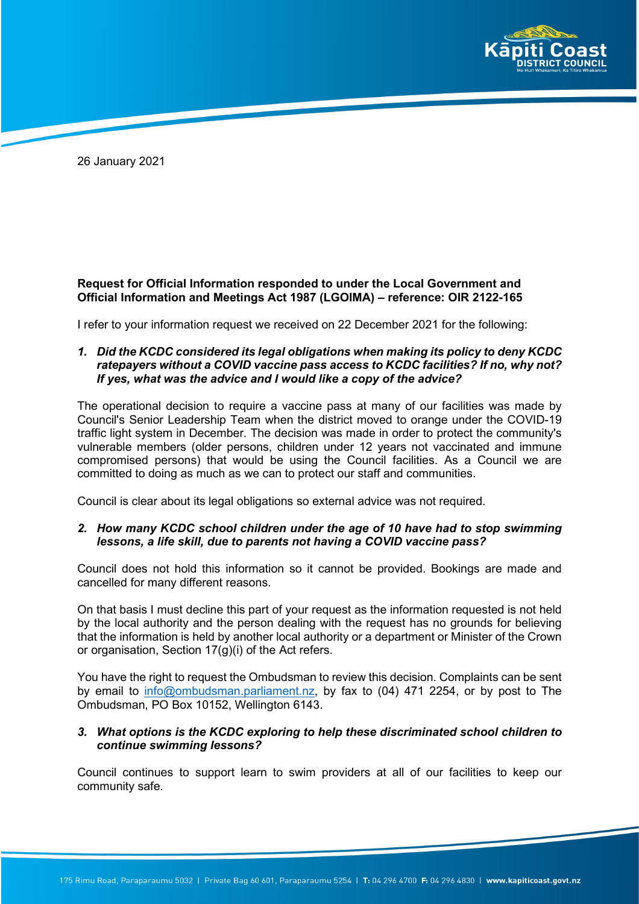26 January 2021

**Request for Official Information responded to under the Local Government and Official Information and Meetings Act 1987 (LGOIMA) – reference: OIR 2122-165**

I refer to your information request we received on 22 December 2021 for the following:

1. ***Did the KCDC considered its legal obligations when making its policy to deny KCDC ratepayers without a COVID vaccine pass access to KCDC facilities? If no, why not? If yes, what was the advice and I would like a copy of the advice?***

The operational decision to require a vaccine pass at many of our facilities was made by Council's Senior Leadership Team when the district moved to orange under the COVID-19 traffic light system in December. The decision was made in order to protect the community's vulnerable members (older persons, children under 12 years not vaccinated and immune compromised persons) that would be using the Council facilities. As a Council we are committed to doing as much as we can to protect our staff and communities.

Council is clear about its legal obligations so external advice was not required.

2. ***How many KCDC school children under the age of 10 have had to stop swimming lessons, a life skill, due to parents not having a COVID vaccine pass?***

Council does not hold this information so it cannot be provided. Bookings are made and cancelled for many different reasons.

On that basis I must decline this part of your request as the information requested is not held by the local authority and the person dealing with the request has no grounds for believing that the information is held by another local authority or a department or Minister of the Crown or organisation, Section 17(g)(i) of the Act refers.

You have the right to request the Ombudsman to review this decision. Complaints can be sent by email to info@ombudsman.parliament.nz, by fax to (04) 471 2254, or by post to The Ombudsman, PO Box 10152, Wellington 6143.

3. ***What options is the KCDC exploring to help these discriminated school children to continue swimming lessons?***

Council continues to support learn to swim providers at all of our facilities to keep our community safe.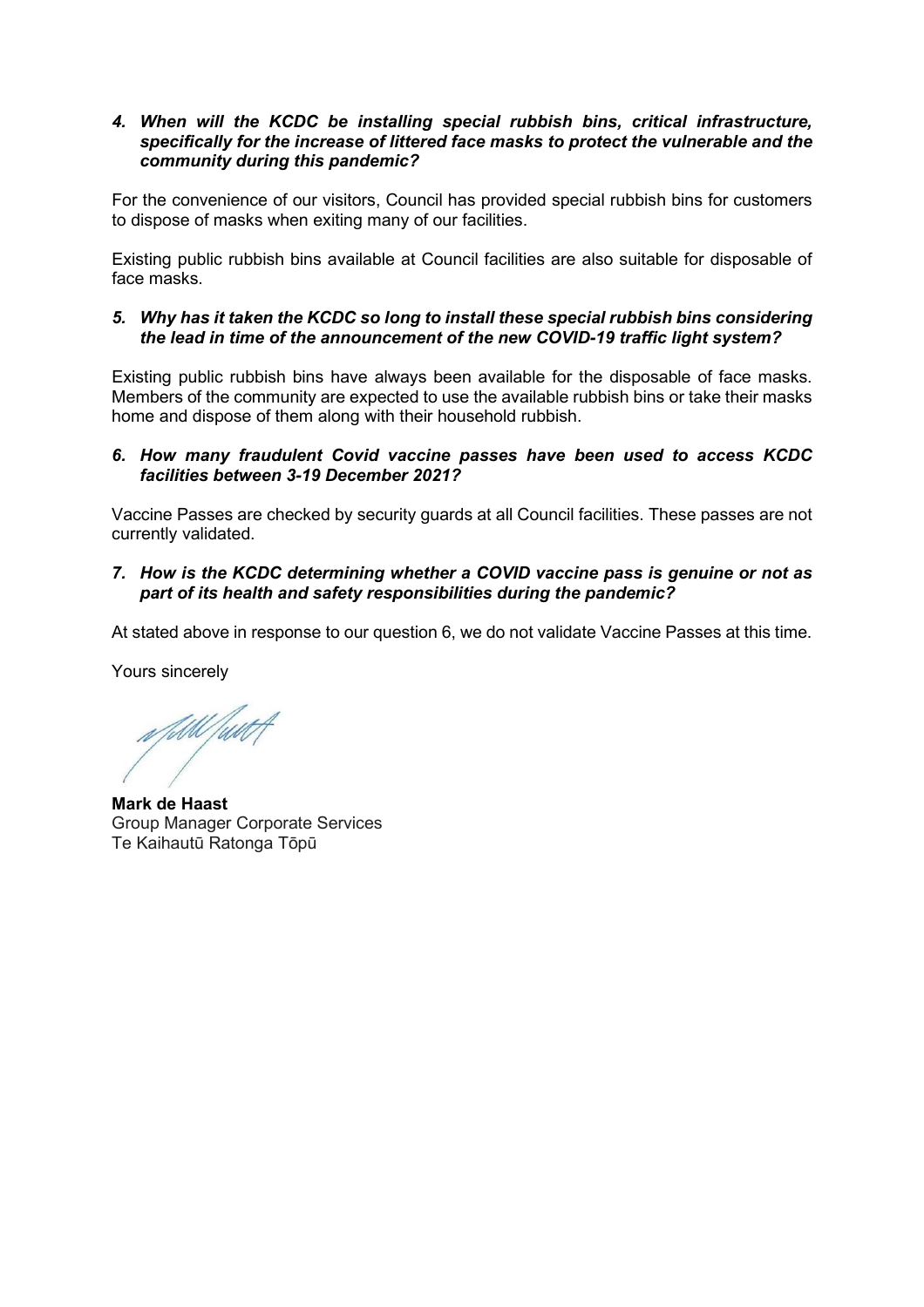***4. When will the KCDC be installing special rubbish bins, critical infrastructure, specifically for the increase of littered face masks to protect the vulnerable and the community during this pandemic?***

For the convenience of our visitors, Council has provided special rubbish bins for customers to dispose of masks when exiting many of our facilities.

Existing public rubbish bins available at Council facilities are also suitable for disposable of face masks.

***5. Why has it taken the KCDC so long to install these special rubbish bins considering the lead in time of the announcement of the new COVID-19 traffic light system?***

Existing public rubbish bins have always been available for the disposable of face masks. Members of the community are expected to use the available rubbish bins or take their masks home and dispose of them along with their household rubbish.

***6. How many fraudulent Covid vaccine passes have been used to access KCDC facilities between 3-19 December 2021?***

Vaccine Passes are checked by security guards at all Council facilities. These passes are not currently validated.

***7. How is the KCDC determining whether a COVID vaccine pass is genuine or not as part of its health and safety responsibilities during the pandemic?***

At stated above in response to our question 6, we do not validate Vaccine Passes at this time.

Yours sincerely

**Mark de Haast**
Group Manager Corporate Services
Te Kaihautū Ratonga Tōpū